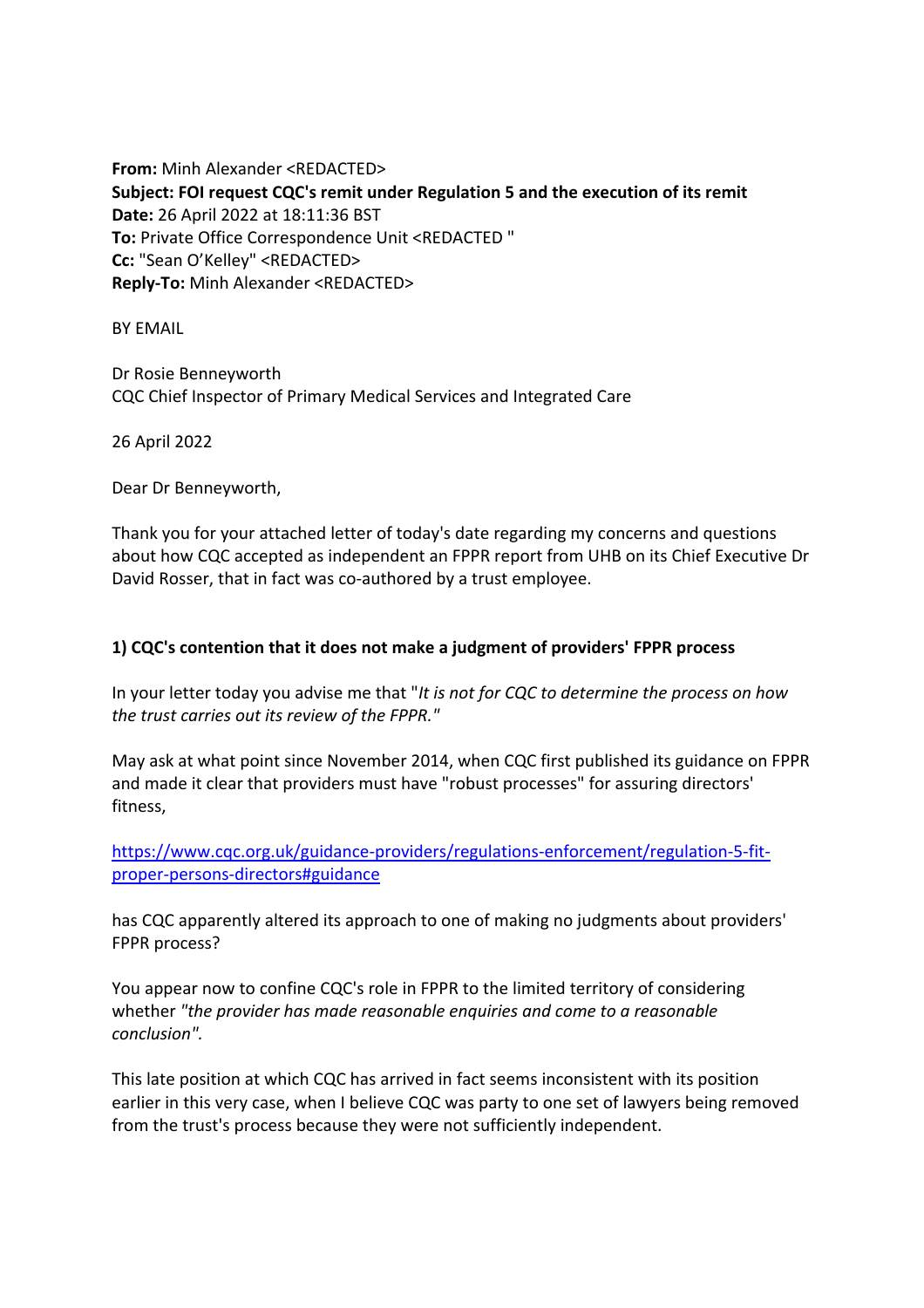**From:** Minh Alexander <REDACTED>
**Subject: FOI request CQC's remit under Regulation 5 and the execution of its remit**
**Date:** 26 April 2022 at 18:11:36 BST
**To:** Private Office Correspondence Unit <REDACTED "
**Cc:** "Sean O'Kelley" <REDACTED>
**Reply-To:** Minh Alexander <REDACTED>

BY EMAIL

Dr Rosie Benneyworth
CQC Chief Inspector of Primary Medical Services and Integrated Care

26 April 2022

Dear Dr Benneyworth,

Thank you for your attached letter of today's date regarding my concerns and questions about how CQC accepted as independent an FPPR report from UHB on its Chief Executive Dr David Rosser, that in fact was co-authored by a trust employee.

**1) CQC's contention that it does not make a judgment of providers' FPPR process**

In your letter today you advise me that "*It is not for CQC to determine the process on how the trust carries out its review of the FPPR."*

May ask at what point since November 2014, when CQC first published its guidance on FPPR and made it clear that providers must have "robust processes" for assuring directors' fitness,

[https://www.cqc.org.uk/guidance-providers/regulations-enforcement/regulation-5-fit-proper-persons-directors#guidance](https://www.cqc.org.uk/guidance-providers/regulations-enforcement/regulation-5-fit-proper-persons-directors#guidance)

has CQC apparently altered its approach to one of making no judgments about providers' FPPR process?

You appear now to confine CQC's role in FPPR to the limited territory of considering whether *"the provider has made reasonable enquiries and come to a reasonable conclusion".*

This late position at which CQC has arrived in fact seems inconsistent with its position earlier in this very case, when I believe CQC was party to one set of lawyers being removed from the trust's process because they were not sufficiently independent.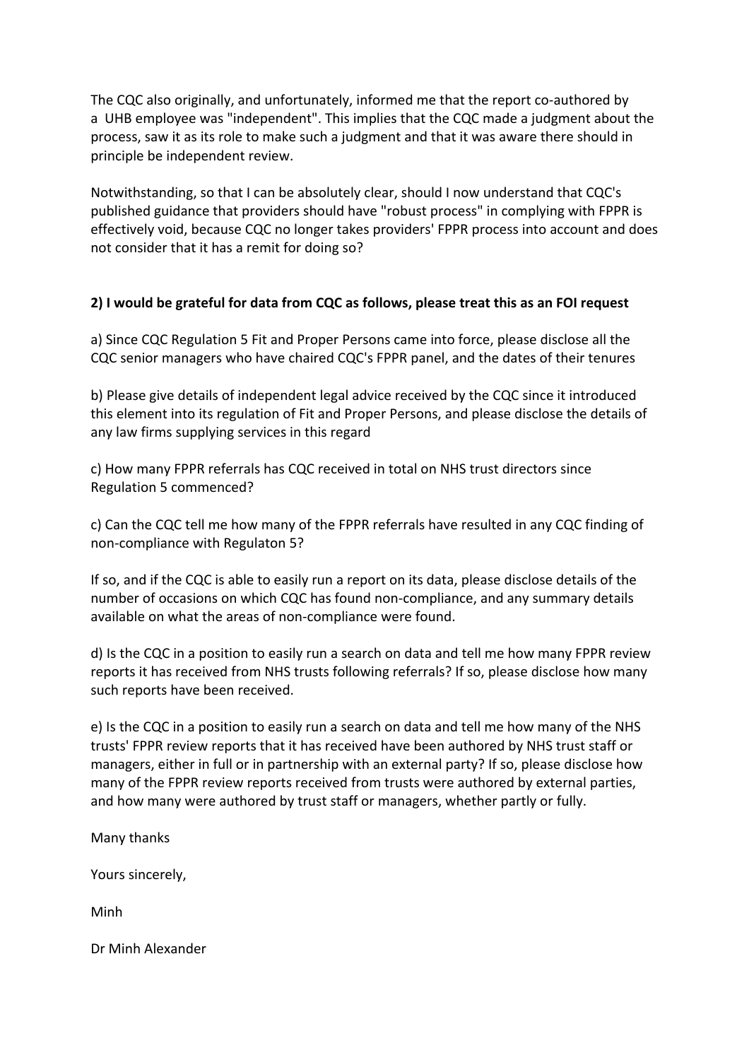The CQC also originally, and unfortunately, informed me that the report co-authored by a UHB employee was "independent". This implies that the CQC made a judgment about the process, saw it as its role to make such a judgment and that it was aware there should in principle be independent review.

Notwithstanding, so that I can be absolutely clear, should I now understand that CQC's published guidance that providers should have "robust process" in complying with FPPR is effectively void, because CQC no longer takes providers' FPPR process into account and does not consider that it has a remit for doing so?

**2) I would be grateful for data from CQC as follows, please treat this as an FOI request**

a) Since CQC Regulation 5 Fit and Proper Persons came into force, please disclose all the CQC senior managers who have chaired CQC's FPPR panel, and the dates of their tenures

b) Please give details of independent legal advice received by the CQC since it introduced this element into its regulation of Fit and Proper Persons, and please disclose the details of any law firms supplying services in this regard

c) How many FPPR referrals has CQC received in total on NHS trust directors since Regulation 5 commenced?

c) Can the CQC tell me how many of the FPPR referrals have resulted in any CQC finding of non-compliance with Regulaton 5?

If so, and if the CQC is able to easily run a report on its data, please disclose details of the number of occasions on which CQC has found non-compliance, and any summary details available on what the areas of non-compliance were found.

d) Is the CQC in a position to easily run a search on data and tell me how many FPPR review reports it has received from NHS trusts following referrals? If so, please disclose how many such reports have been received.

e) Is the CQC in a position to easily run a search on data and tell me how many of the NHS trusts' FPPR review reports that it has received have been authored by NHS trust staff or managers, either in full or in partnership with an external party? If so, please disclose how many of the FPPR review reports received from trusts were authored by external parties, and how many were authored by trust staff or managers, whether partly or fully.

Many thanks

Yours sincerely,

Minh

Dr Minh Alexander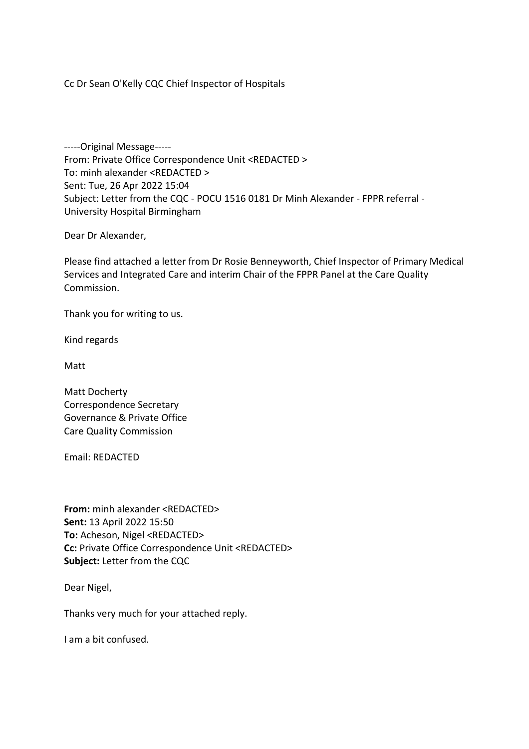Cc Dr Sean O'Kelly CQC Chief Inspector of Hospitals

-----Original Message-----
From: Private Office Correspondence Unit <REDACTED >
To: minh alexander <REDACTED >
Sent: Tue, 26 Apr 2022 15:04
Subject: Letter from the CQC - POCU 1516 0181 Dr Minh Alexander - FPPR referral - University Hospital Birmingham

Dear Dr Alexander,

Please find attached a letter from Dr Rosie Benneyworth, Chief Inspector of Primary Medical Services and Integrated Care and interim Chair of the FPPR Panel at the Care Quality Commission.

Thank you for writing to us.

Kind regards

Matt

Matt Docherty
Correspondence Secretary
Governance & Private Office
Care Quality Commission

Email: REDACTED

**From:** minh alexander <REDACTED>
**Sent:** 13 April 2022 15:50
**To:** Acheson, Nigel <REDACTED>
**Cc:** Private Office Correspondence Unit <REDACTED>
**Subject:** Letter from the CQC

Dear Nigel,

Thanks very much for your attached reply.

I am a bit confused.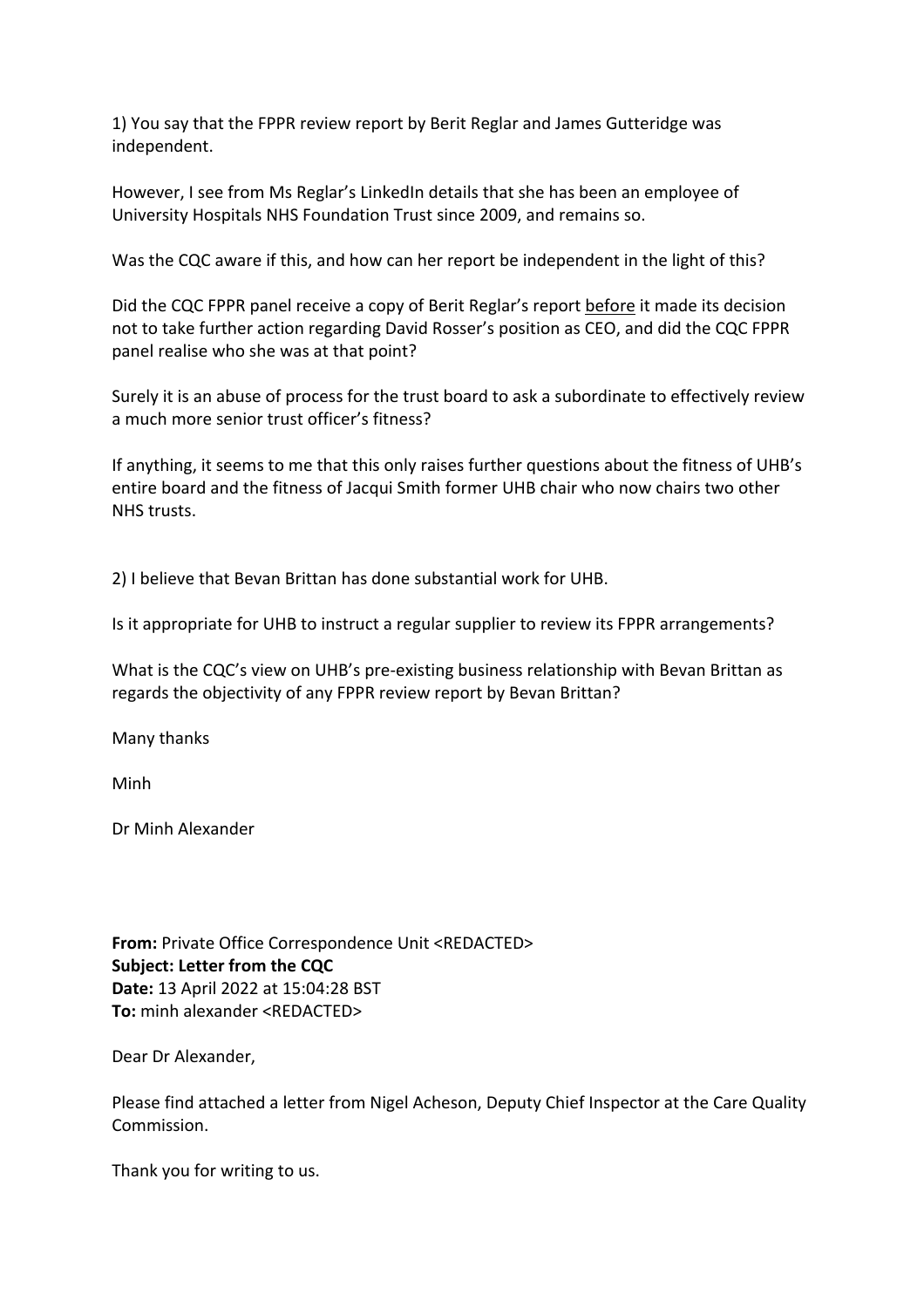1) You say that the FPPR review report by Berit Reglar and James Gutteridge was independent.

However, I see from Ms Reglar's LinkedIn details that she has been an employee of University Hospitals NHS Foundation Trust since 2009, and remains so.

Was the CQC aware if this, and how can her report be independent in the light of this?

Did the CQC FPPR panel receive a copy of Berit Reglar's report <u>before</u> it made its decision not to take further action regarding David Rosser's position as CEO, and did the CQC FPPR panel realise who she was at that point?

Surely it is an abuse of process for the trust board to ask a subordinate to effectively review a much more senior trust officer's fitness?

If anything, it seems to me that this only raises further questions about the fitness of UHB's entire board and the fitness of Jacqui Smith former UHB chair who now chairs two other NHS trusts.

2) I believe that Bevan Brittan has done substantial work for UHB.

Is it appropriate for UHB to instruct a regular supplier to review its FPPR arrangements?

What is the CQC's view on UHB's pre-existing business relationship with Bevan Brittan as regards the objectivity of any FPPR review report by Bevan Brittan?

Many thanks

Minh

Dr Minh Alexander

**From:** Private Office Correspondence Unit <REDACTED>
**Subject: Letter from the CQC**
**Date:** 13 April 2022 at 15:04:28 BST
**To:** minh alexander <REDACTED>

Dear Dr Alexander,

Please find attached a letter from Nigel Acheson, Deputy Chief Inspector at the Care Quality Commission.

Thank you for writing to us.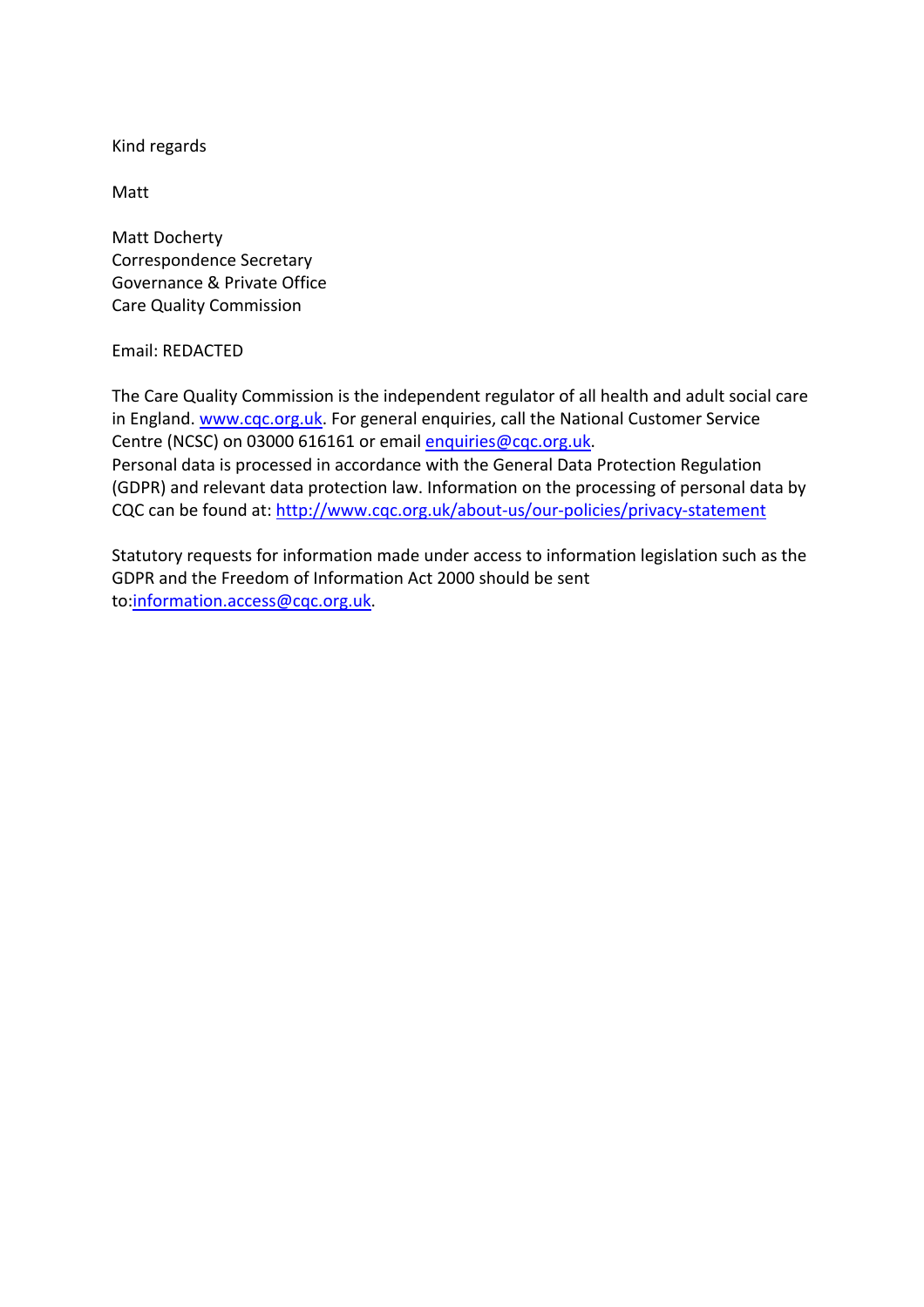Kind regards

Matt

Matt Docherty  
Correspondence Secretary  
Governance & Private Office  
Care Quality Commission

Email: REDACTED

The Care Quality Commission is the independent regulator of all health and adult social care in England. [www.cqc.org.uk](http://www.cqc.org.uk). For general enquiries, call the National Customer Service Centre (NCSC) on 03000 616161 or email [enquiries@cqc.org.uk](mailto:enquiries@cqc.org.uk).  
Personal data is processed in accordance with the General Data Protection Regulation (GDPR) and relevant data protection law. Information on the processing of personal data by CQC can be found at: [http://www.cqc.org.uk/about-us/our-policies/privacy-statement](http://www.cqc.org.uk/about-us/our-policies/privacy-statement)

Statutory requests for information made under access to information legislation such as the GDPR and the Freedom of Information Act 2000 should be sent to:[information.access@cqc.org.uk](mailto:information.access@cqc.org.uk).